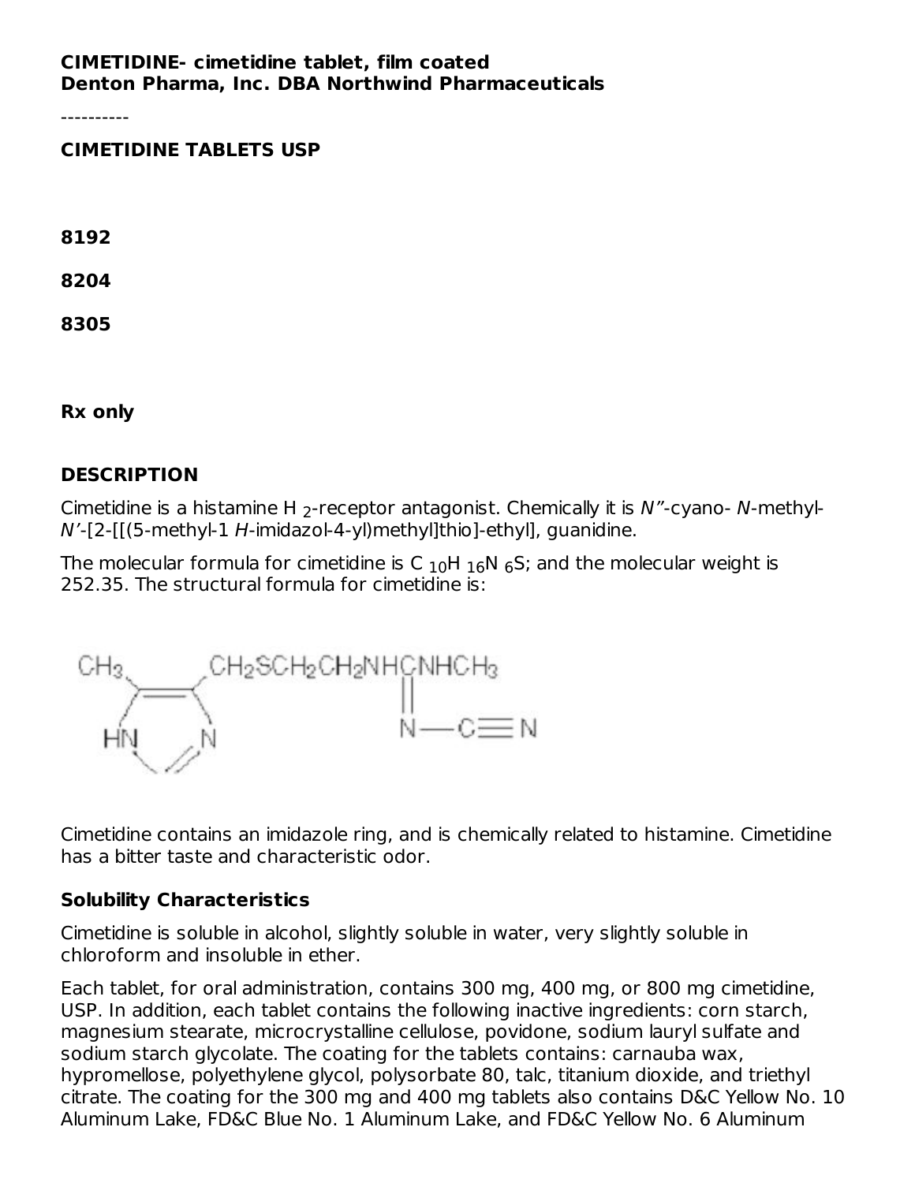**CIMETIDINE- cimetidine tablet, film coated**
**Denton Pharma, Inc. DBA Northwind Pharmaceuticals**

----------

**CIMETIDINE TABLETS USP**

**8192**

**8204**

**8305**

**Rx only**

## DESCRIPTION

Cimetidine is a histamine $H_2$-receptor antagonist. Chemically it is *N"*-cyano- *N*-methyl-*N'*-[2-[[(5-methyl-1 *H*-imidazol-4-yl)methyl]thio]-ethyl], guanidine.

The molecular formula for cimetidine is $C_{10}H_{16}N_6S$; and the molecular weight is 252.35. The structural formula for cimetidine is:

Cimetidine contains an imidazole ring, and is chemically related to histamine. Cimetidine has a bitter taste and characteristic odor.

### Solubility Characteristics

Cimetidine is soluble in alcohol, slightly soluble in water, very slightly soluble in chloroform and insoluble in ether.

Each tablet, for oral administration, contains 300 mg, 400 mg, or 800 mg cimetidine, USP. In addition, each tablet contains the following inactive ingredients: corn starch, magnesium stearate, microcrystalline cellulose, povidone, sodium lauryl sulfate and sodium starch glycolate. The coating for the tablets contains: carnauba wax, hypromellose, polyethylene glycol, polysorbate 80, talc, titanium dioxide, and triethyl citrate. The coating for the 300 mg and 400 mg tablets also contains D&C Yellow No. 10 Aluminum Lake, FD&C Blue No. 1 Aluminum Lake, and FD&C Yellow No. 6 Aluminum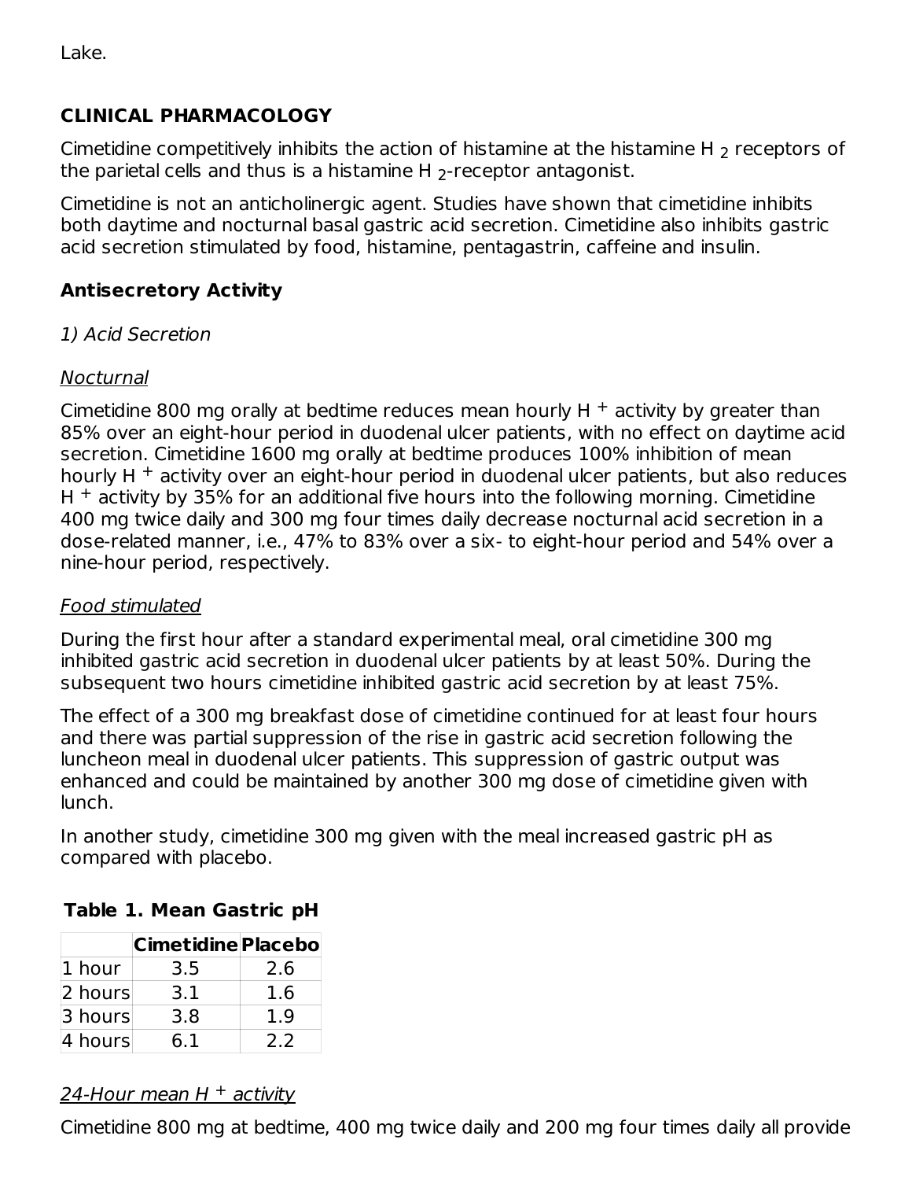Lake.

## CLINICAL PHARMACOLOGY

Cimetidine competitively inhibits the action of histamine at the histamine $H_2$ receptors of the parietal cells and thus is a histamine $H_2$-receptor antagonist.

Cimetidine is not an anticholinergic agent. Studies have shown that cimetidine inhibits both daytime and nocturnal basal gastric acid secretion. Cimetidine also inhibits gastric acid secretion stimulated by food, histamine, pentagastrin, caffeine and insulin.

### Antisecretory Activity

*1) Acid Secretion*

Nocturnal

Cimetidine 800 mg orally at bedtime reduces mean hourly $H^+$ activity by greater than 85% over an eight-hour period in duodenal ulcer patients, with no effect on daytime acid secretion. Cimetidine 1600 mg orally at bedtime produces 100% inhibition of mean hourly $H^+$ activity over an eight-hour period in duodenal ulcer patients, but also reduces $H^+$ activity by 35% for an additional five hours into the following morning. Cimetidine 400 mg twice daily and 300 mg four times daily decrease nocturnal acid secretion in a dose-related manner, i.e., 47% to 83% over a six- to eight-hour period and 54% over a nine-hour period, respectively.

Food stimulated

During the first hour after a standard experimental meal, oral cimetidine 300 mg inhibited gastric acid secretion in duodenal ulcer patients by at least 50%. During the subsequent two hours cimetidine inhibited gastric acid secretion by at least 75%.

The effect of a 300 mg breakfast dose of cimetidine continued for at least four hours and there was partial suppression of the rise in gastric acid secretion following the luncheon meal in duodenal ulcer patients. This suppression of gastric output was enhanced and could be maintained by another 300 mg dose of cimetidine given with lunch.

In another study, cimetidine 300 mg given with the meal increased gastric pH as compared with placebo.

**Table 1. Mean Gastric pH**

| | Cimetidine | Placebo |
|---|---|---|
| 1 hour | 3.5 | 2.6 |
| 2 hours | 3.1 | 1.6 |
| 3 hours | 3.8 | 1.9 |
| 4 hours | 6.1 | 2.2 |

24-Hour mean $H^+$ activity

Cimetidine 800 mg at bedtime, 400 mg twice daily and 200 mg four times daily all provide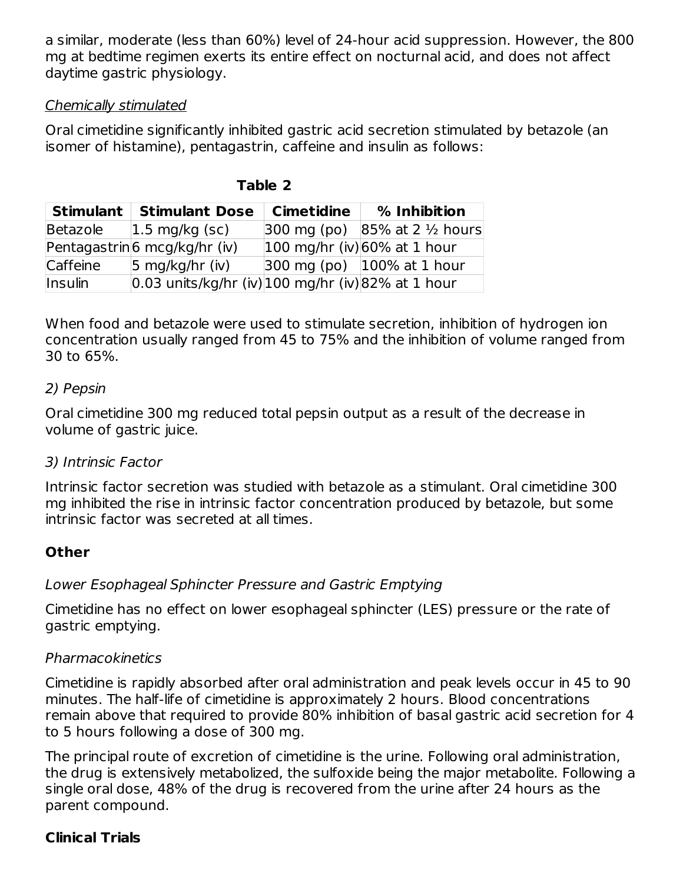a similar, moderate (less than 60%) level of 24-hour acid suppression. However, the 800 mg at bedtime regimen exerts its entire effect on nocturnal acid, and does not affect daytime gastric physiology.

*Chemically stimulated*

Oral cimetidine significantly inhibited gastric acid secretion stimulated by betazole (an isomer of histamine), pentagastrin, caffeine and insulin as follows:

**Table 2**

| Stimulant | Stimulant Dose | Cimetidine | % Inhibition |
|---|---|---|---|
| Betazole | 1.5 mg/kg (sc) | 300 mg (po) | 85% at 2 ½ hours |
| Pentagastrin | 6 mcg/kg/hr (iv) | 100 mg/hr (iv) | 60% at 1 hour |
| Caffeine | 5 mg/kg/hr (iv) | 300 mg (po) | 100% at 1 hour |
| Insulin | 0.03 units/kg/hr (iv) | 100 mg/hr (iv) | 82% at 1 hour |

When food and betazole were used to stimulate secretion, inhibition of hydrogen ion concentration usually ranged from 45 to 75% and the inhibition of volume ranged from 30 to 65%.

*2) Pepsin*

Oral cimetidine 300 mg reduced total pepsin output as a result of the decrease in volume of gastric juice.

*3) Intrinsic Factor*

Intrinsic factor secretion was studied with betazole as a stimulant. Oral cimetidine 300 mg inhibited the rise in intrinsic factor concentration produced by betazole, but some intrinsic factor was secreted at all times.

**Other**

*Lower Esophageal Sphincter Pressure and Gastric Emptying*

Cimetidine has no effect on lower esophageal sphincter (LES) pressure or the rate of gastric emptying.

*Pharmacokinetics*

Cimetidine is rapidly absorbed after oral administration and peak levels occur in 45 to 90 minutes. The half-life of cimetidine is approximately 2 hours. Blood concentrations remain above that required to provide 80% inhibition of basal gastric acid secretion for 4 to 5 hours following a dose of 300 mg.

The principal route of excretion of cimetidine is the urine. Following oral administration, the drug is extensively metabolized, the sulfoxide being the major metabolite. Following a single oral dose, 48% of the drug is recovered from the urine after 24 hours as the parent compound.

**Clinical Trials**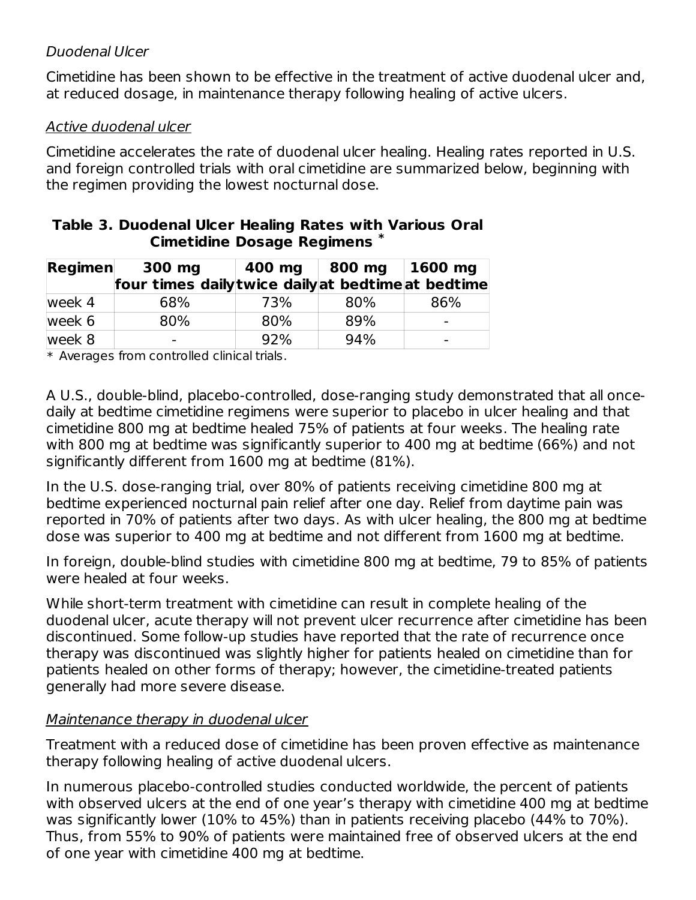*Duodenal Ulcer*

Cimetidine has been shown to be effective in the treatment of active duodenal ulcer and, at reduced dosage, in maintenance therapy following healing of active ulcers.

*Active duodenal ulcer*

Cimetidine accelerates the rate of duodenal ulcer healing. Healing rates reported in U.S. and foreign controlled trials with oral cimetidine are summarized below, beginning with the regimen providing the lowest nocturnal dose.

**Table 3. Duodenal Ulcer Healing Rates with Various Oral Cimetidine Dosage Regimens \***

| Regimen | 300 mg four times daily | 400 mg twice daily | 800 mg at bedtime | 1600 mg at bedtime |
|---|---|---|---|---|
| week 4 | 68% | 73% | 80% | 86% |
| week 6 | 80% | 80% | 89% | - |
| week 8 | - | 92% | 94% | - |

\* Averages from controlled clinical trials.

A U.S., double-blind, placebo-controlled, dose-ranging study demonstrated that all once-daily at bedtime cimetidine regimens were superior to placebo in ulcer healing and that cimetidine 800 mg at bedtime healed 75% of patients at four weeks. The healing rate with 800 mg at bedtime was significantly superior to 400 mg at bedtime (66%) and not significantly different from 1600 mg at bedtime (81%).

In the U.S. dose-ranging trial, over 80% of patients receiving cimetidine 800 mg at bedtime experienced nocturnal pain relief after one day. Relief from daytime pain was reported in 70% of patients after two days. As with ulcer healing, the 800 mg at bedtime dose was superior to 400 mg at bedtime and not different from 1600 mg at bedtime.

In foreign, double-blind studies with cimetidine 800 mg at bedtime, 79 to 85% of patients were healed at four weeks.

While short-term treatment with cimetidine can result in complete healing of the duodenal ulcer, acute therapy will not prevent ulcer recurrence after cimetidine has been discontinued. Some follow-up studies have reported that the rate of recurrence once therapy was discontinued was slightly higher for patients healed on cimetidine than for patients healed on other forms of therapy; however, the cimetidine-treated patients generally had more severe disease.

*Maintenance therapy in duodenal ulcer*

Treatment with a reduced dose of cimetidine has been proven effective as maintenance therapy following healing of active duodenal ulcers.

In numerous placebo-controlled studies conducted worldwide, the percent of patients with observed ulcers at the end of one year's therapy with cimetidine 400 mg at bedtime was significantly lower (10% to 45%) than in patients receiving placebo (44% to 70%). Thus, from 55% to 90% of patients were maintained free of observed ulcers at the end of one year with cimetidine 400 mg at bedtime.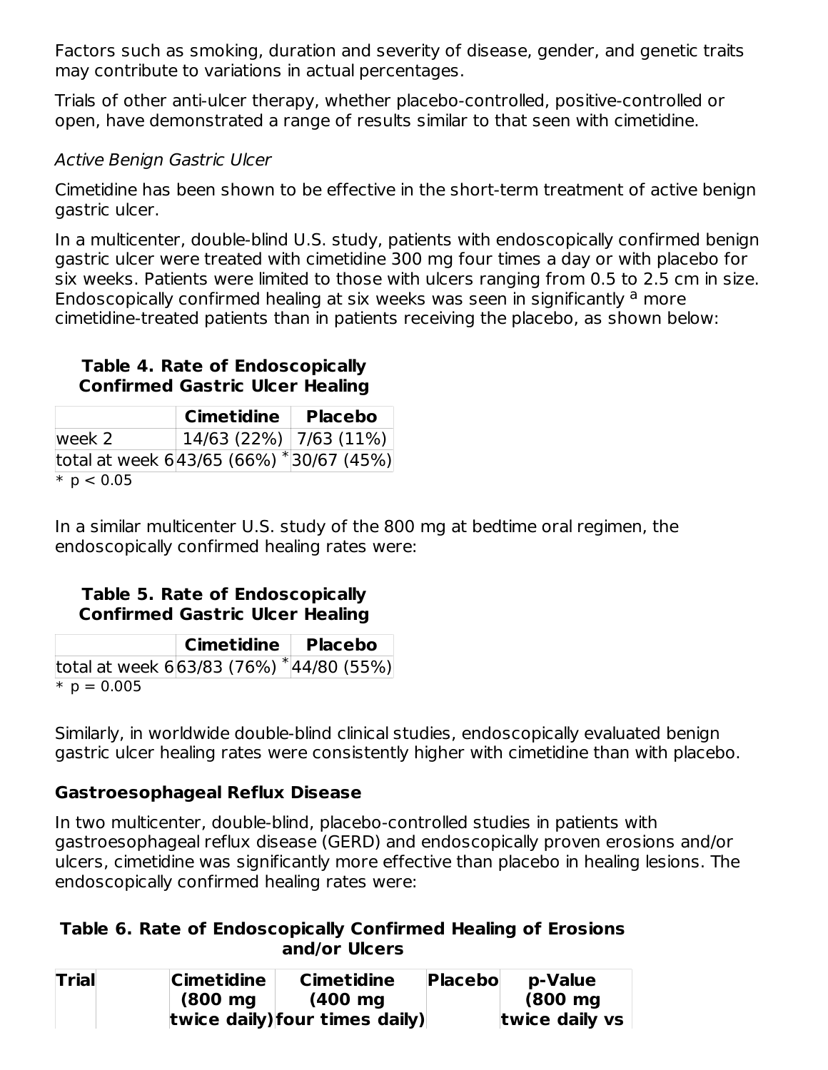Factors such as smoking, duration and severity of disease, gender, and genetic traits may contribute to variations in actual percentages.

Trials of other anti-ulcer therapy, whether placebo-controlled, positive-controlled or open, have demonstrated a range of results similar to that seen with cimetidine.

*Active Benign Gastric Ulcer*

Cimetidine has been shown to be effective in the short-term treatment of active benign gastric ulcer.

In a multicenter, double-blind U.S. study, patients with endoscopically confirmed benign gastric ulcer were treated with cimetidine 300 mg four times a day or with placebo for six weeks. Patients were limited to those with ulcers ranging from 0.5 to 2.5 cm in size. Endoscopically confirmed healing at six weeks was seen in significantly [a] more cimetidine-treated patients than in patients receiving the placebo, as shown below:

**Table 4. Rate of Endoscopically Confirmed Gastric Ulcer Healing**

| | Cimetidine | Placebo |
|---|---|---|
| week 2 | 14/63 (22%) | 7/63 (11%) |
| total at week 6 | 43/65 (66%) * | 30/67 (45%) |

\* $p < 0.05$

In a similar multicenter U.S. study of the 800 mg at bedtime oral regimen, the endoscopically confirmed healing rates were:

**Table 5. Rate of Endoscopically Confirmed Gastric Ulcer Healing**

| | Cimetidine | Placebo |
|---|---|---|
| total at week 6 | 63/83 (76%) * | 44/80 (55%) |

\* $p = 0.005$

Similarly, in worldwide double-blind clinical studies, endoscopically evaluated benign gastric ulcer healing rates were consistently higher with cimetidine than with placebo.

## Gastroesophageal Reflux Disease

In two multicenter, double-blind, placebo-controlled studies in patients with gastroesophageal reflux disease (GERD) and endoscopically proven erosions and/or ulcers, cimetidine was significantly more effective than placebo in healing lesions. The endoscopically confirmed healing rates were:

**Table 6. Rate of Endoscopically Confirmed Healing of Erosions and/or Ulcers**

| Trial | | Cimetidine (800 mg twice daily) | Cimetidine (400 mg four times daily) | Placebo | p-Value (800 mg twice daily vs |
|---|---|---|---|---|---|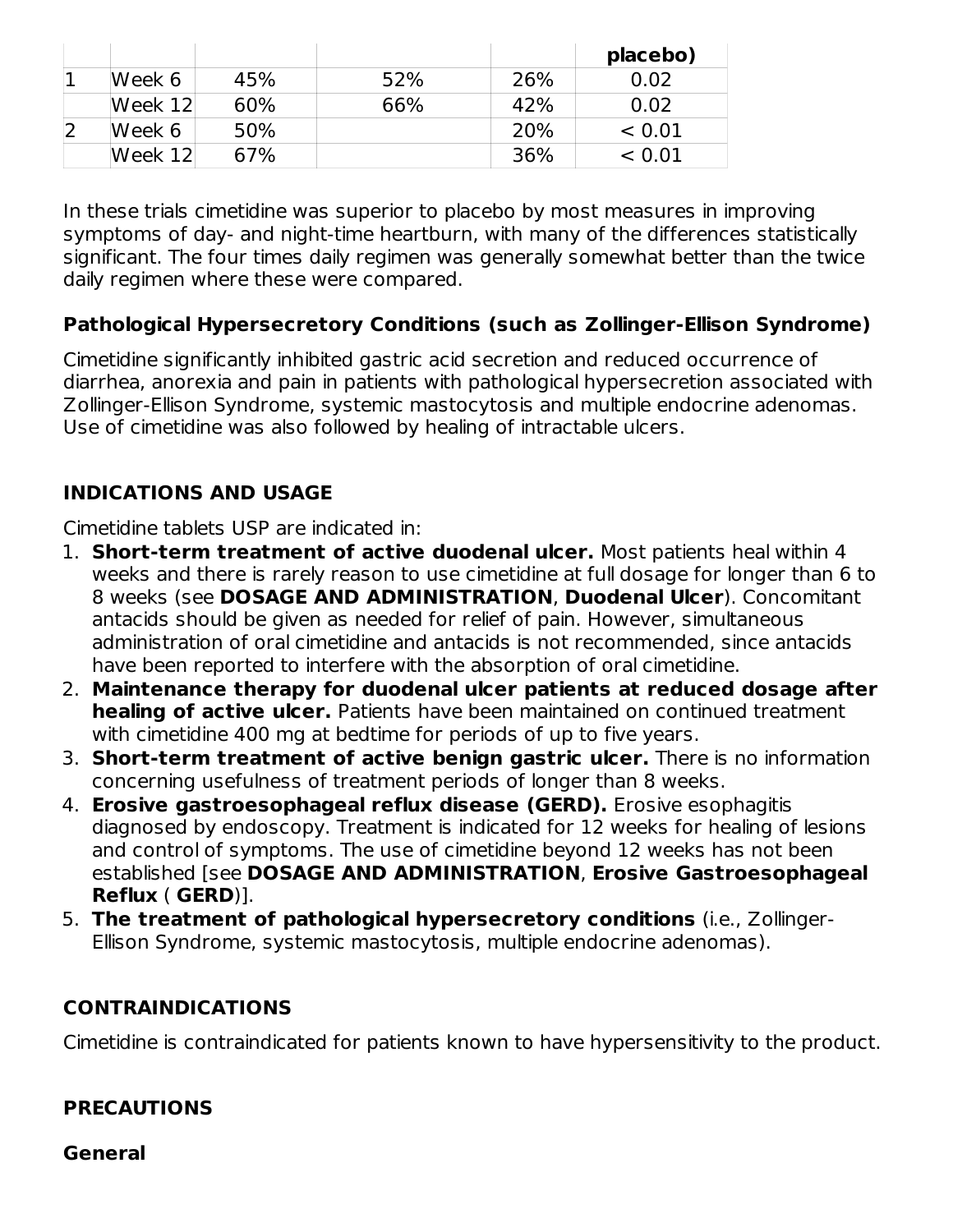| | | | | | placebo) |
|---|---|---|---|---|---|
| 1 | Week 6 | 45% | 52% | 26% | 0.02 |
| | Week 12 | 60% | 66% | 42% | 0.02 |
| 2 | Week 6 | 50% | | 20% | < 0.01 |
| | Week 12 | 67% | | 36% | < 0.01 |

In these trials cimetidine was superior to placebo by most measures in improving symptoms of day- and night-time heartburn, with many of the differences statistically significant. The four times daily regimen was generally somewhat better than the twice daily regimen where these were compared.

### Pathological Hypersecretory Conditions (such as Zollinger-Ellison Syndrome)

Cimetidine significantly inhibited gastric acid secretion and reduced occurrence of diarrhea, anorexia and pain in patients with pathological hypersecretion associated with Zollinger-Ellison Syndrome, systemic mastocytosis and multiple endocrine adenomas. Use of cimetidine was also followed by healing of intractable ulcers.

## INDICATIONS AND USAGE

Cimetidine tablets USP are indicated in:

1. **Short-term treatment of active duodenal ulcer.** Most patients heal within 4 weeks and there is rarely reason to use cimetidine at full dosage for longer than 6 to 8 weeks (see **DOSAGE AND ADMINISTRATION**, **Duodenal Ulcer**). Concomitant antacids should be given as needed for relief of pain. However, simultaneous administration of oral cimetidine and antacids is not recommended, since antacids have been reported to interfere with the absorption of oral cimetidine.
2. **Maintenance therapy for duodenal ulcer patients at reduced dosage after healing of active ulcer.** Patients have been maintained on continued treatment with cimetidine 400 mg at bedtime for periods of up to five years.
3. **Short-term treatment of active benign gastric ulcer.** There is no information concerning usefulness of treatment periods of longer than 8 weeks.
4. **Erosive gastroesophageal reflux disease (GERD).** Erosive esophagitis diagnosed by endoscopy. Treatment is indicated for 12 weeks for healing of lesions and control of symptoms. The use of cimetidine beyond 12 weeks has not been established [see **DOSAGE AND ADMINISTRATION**, **Erosive Gastroesophageal Reflux** ( **GERD**)].
5. **The treatment of pathological hypersecretory conditions** (i.e., Zollinger-Ellison Syndrome, systemic mastocytosis, multiple endocrine adenomas).

## CONTRAINDICATIONS

Cimetidine is contraindicated for patients known to have hypersensitivity to the product.

## PRECAUTIONS

### General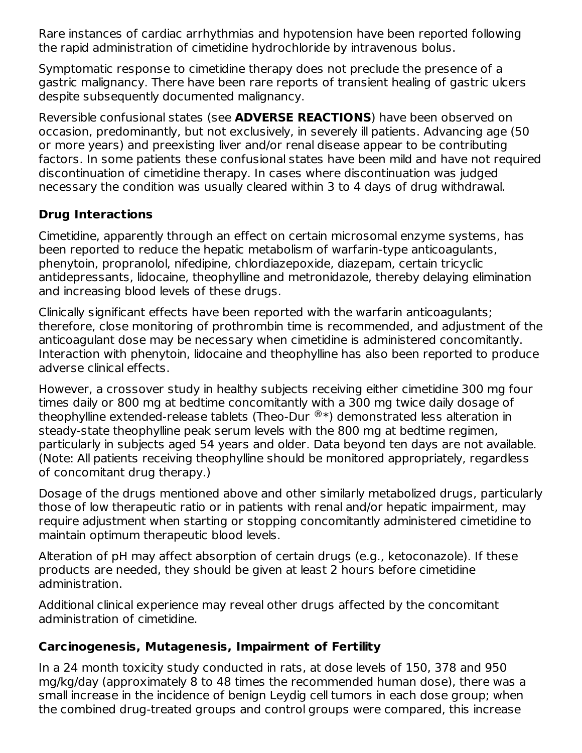Rare instances of cardiac arrhythmias and hypotension have been reported following the rapid administration of cimetidine hydrochloride by intravenous bolus.

Symptomatic response to cimetidine therapy does not preclude the presence of a gastric malignancy. There have been rare reports of transient healing of gastric ulcers despite subsequently documented malignancy.

Reversible confusional states (see **ADVERSE REACTIONS**) have been observed on occasion, predominantly, but not exclusively, in severely ill patients. Advancing age (50 or more years) and preexisting liver and/or renal disease appear to be contributing factors. In some patients these confusional states have been mild and have not required discontinuation of cimetidine therapy. In cases where discontinuation was judged necessary the condition was usually cleared within 3 to 4 days of drug withdrawal.

### Drug Interactions

Cimetidine, apparently through an effect on certain microsomal enzyme systems, has been reported to reduce the hepatic metabolism of warfarin-type anticoagulants, phenytoin, propranolol, nifedipine, chlordiazepoxide, diazepam, certain tricyclic antidepressants, lidocaine, theophylline and metronidazole, thereby delaying elimination and increasing blood levels of these drugs.

Clinically significant effects have been reported with the warfarin anticoagulants; therefore, close monitoring of prothrombin time is recommended, and adjustment of the anticoagulant dose may be necessary when cimetidine is administered concomitantly. Interaction with phenytoin, lidocaine and theophylline has also been reported to produce adverse clinical effects.

However, a crossover study in healthy subjects receiving either cimetidine 300 mg four times daily or 800 mg at bedtime concomitantly with a 300 mg twice daily dosage of theophylline extended-release tablets (Theo-Dur ®*) demonstrated less alteration in steady-state theophylline peak serum levels with the 800 mg at bedtime regimen, particularly in subjects aged 54 years and older. Data beyond ten days are not available. (Note: All patients receiving theophylline should be monitored appropriately, regardless of concomitant drug therapy.)

Dosage of the drugs mentioned above and other similarly metabolized drugs, particularly those of low therapeutic ratio or in patients with renal and/or hepatic impairment, may require adjustment when starting or stopping concomitantly administered cimetidine to maintain optimum therapeutic blood levels.

Alteration of pH may affect absorption of certain drugs (e.g., ketoconazole). If these products are needed, they should be given at least 2 hours before cimetidine administration.

Additional clinical experience may reveal other drugs affected by the concomitant administration of cimetidine.

### Carcinogenesis, Mutagenesis, Impairment of Fertility

In a 24 month toxicity study conducted in rats, at dose levels of 150, 378 and 950 mg/kg/day (approximately 8 to 48 times the recommended human dose), there was a small increase in the incidence of benign Leydig cell tumors in each dose group; when the combined drug-treated groups and control groups were compared, this increase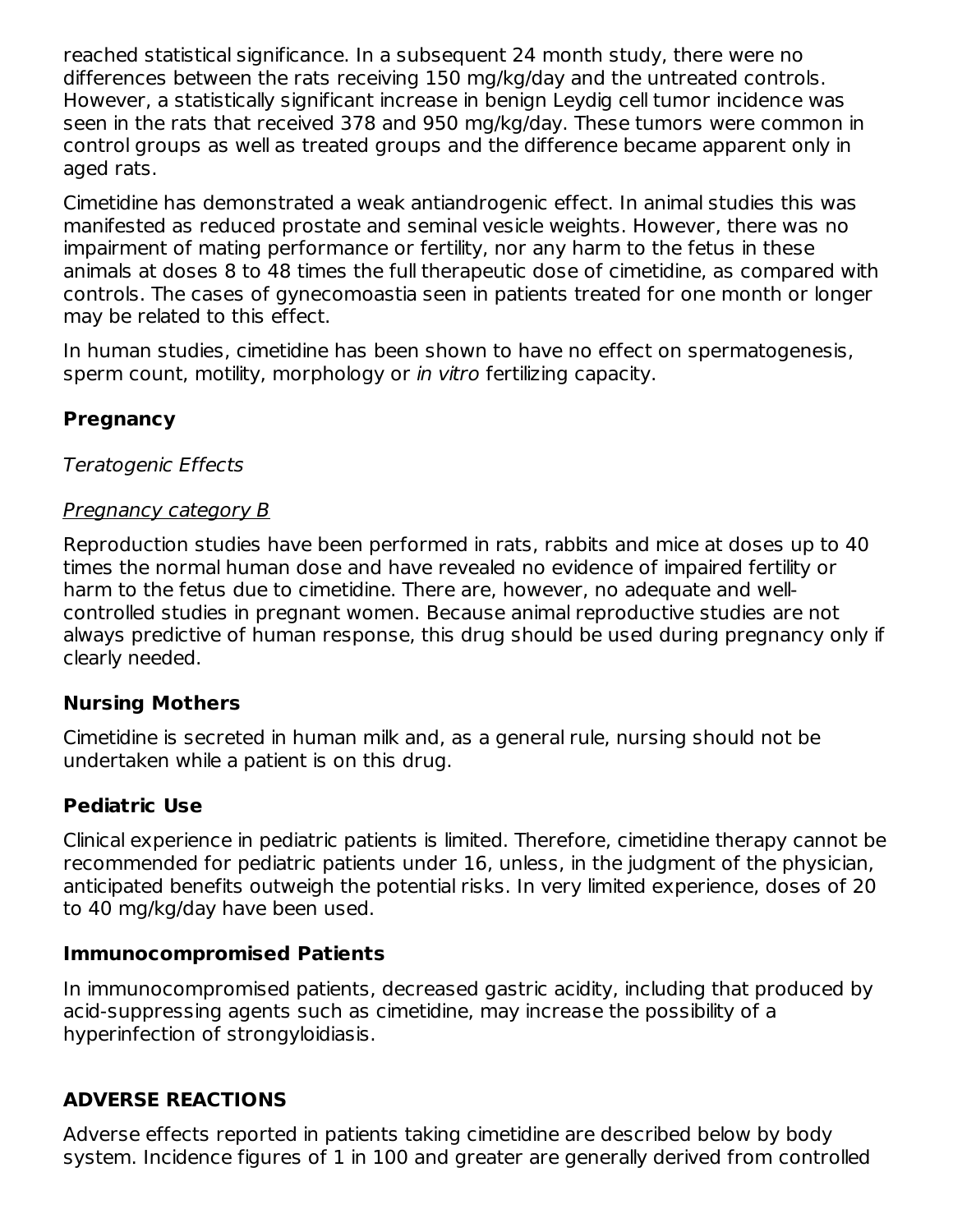reached statistical significance. In a subsequent 24 month study, there were no differences between the rats receiving 150 mg/kg/day and the untreated controls. However, a statistically significant increase in benign Leydig cell tumor incidence was seen in the rats that received 378 and 950 mg/kg/day. These tumors were common in control groups as well as treated groups and the difference became apparent only in aged rats.

Cimetidine has demonstrated a weak antiandrogenic effect. In animal studies this was manifested as reduced prostate and seminal vesicle weights. However, there was no impairment of mating performance or fertility, nor any harm to the fetus in these animals at doses 8 to 48 times the full therapeutic dose of cimetidine, as compared with controls. The cases of gynecomoastia seen in patients treated for one month or longer may be related to this effect.

In human studies, cimetidine has been shown to have no effect on spermatogenesis, sperm count, motility, morphology or *in vitro* fertilizing capacity.

### Pregnancy

*Teratogenic Effects*

*Pregnancy category B*

Reproduction studies have been performed in rats, rabbits and mice at doses up to 40 times the normal human dose and have revealed no evidence of impaired fertility or harm to the fetus due to cimetidine. There are, however, no adequate and well-controlled studies in pregnant women. Because animal reproductive studies are not always predictive of human response, this drug should be used during pregnancy only if clearly needed.

### Nursing Mothers

Cimetidine is secreted in human milk and, as a general rule, nursing should not be undertaken while a patient is on this drug.

### Pediatric Use

Clinical experience in pediatric patients is limited. Therefore, cimetidine therapy cannot be recommended for pediatric patients under 16, unless, in the judgment of the physician, anticipated benefits outweigh the potential risks. In very limited experience, doses of 20 to 40 mg/kg/day have been used.

### Immunocompromised Patients

In immunocompromised patients, decreased gastric acidity, including that produced by acid-suppressing agents such as cimetidine, may increase the possibility of a hyperinfection of strongyloidiasis.

## ADVERSE REACTIONS

Adverse effects reported in patients taking cimetidine are described below by body system. Incidence figures of 1 in 100 and greater are generally derived from controlled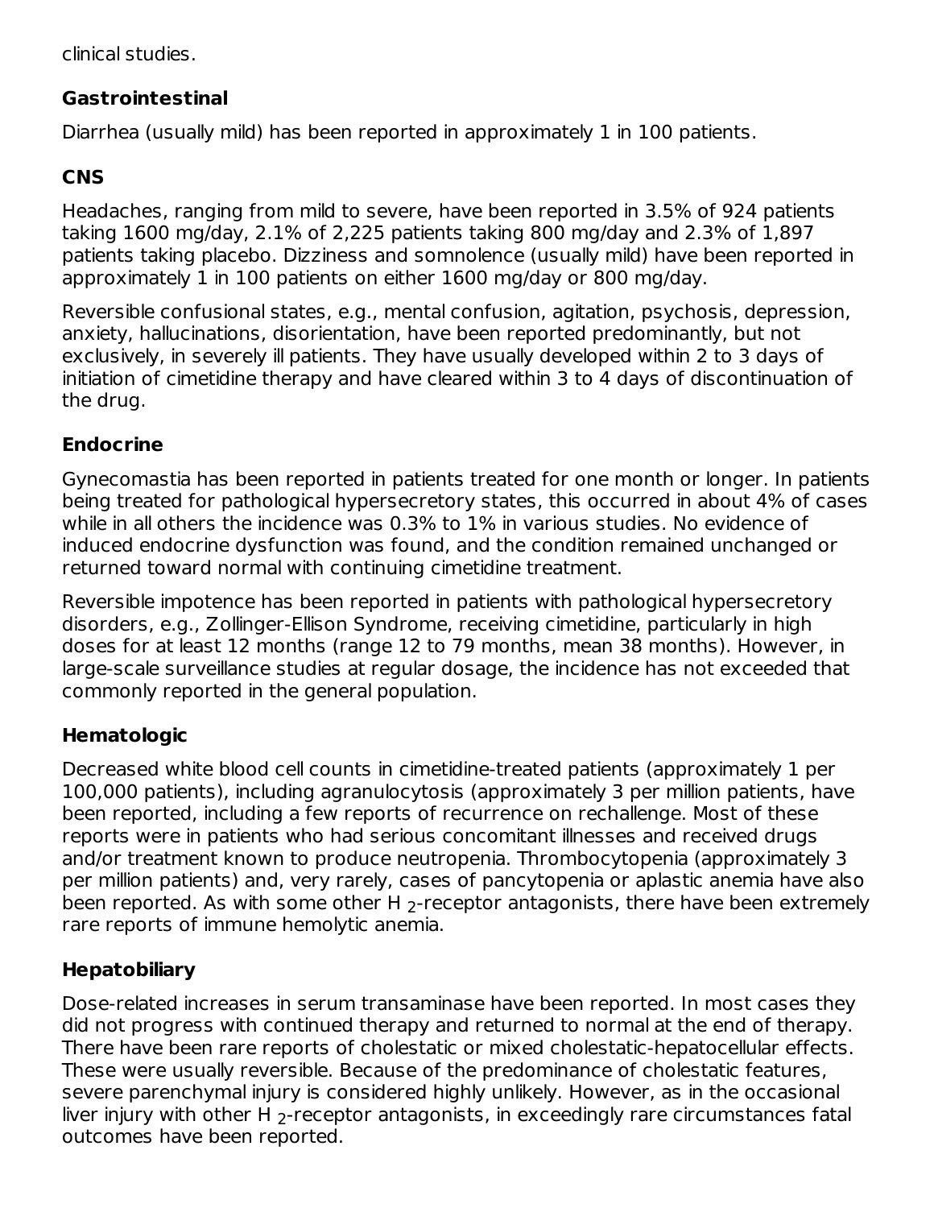clinical studies.

### Gastrointestinal

Diarrhea (usually mild) has been reported in approximately 1 in 100 patients.

### CNS

Headaches, ranging from mild to severe, have been reported in 3.5% of 924 patients taking 1600 mg/day, 2.1% of 2,225 patients taking 800 mg/day and 2.3% of 1,897 patients taking placebo. Dizziness and somnolence (usually mild) have been reported in approximately 1 in 100 patients on either 1600 mg/day or 800 mg/day.

Reversible confusional states, e.g., mental confusion, agitation, psychosis, depression, anxiety, hallucinations, disorientation, have been reported predominantly, but not exclusively, in severely ill patients. They have usually developed within 2 to 3 days of initiation of cimetidine therapy and have cleared within 3 to 4 days of discontinuation of the drug.

### Endocrine

Gynecomastia has been reported in patients treated for one month or longer. In patients being treated for pathological hypersecretory states, this occurred in about 4% of cases while in all others the incidence was 0.3% to 1% in various studies. No evidence of induced endocrine dysfunction was found, and the condition remained unchanged or returned toward normal with continuing cimetidine treatment.

Reversible impotence has been reported in patients with pathological hypersecretory disorders, e.g., Zollinger-Ellison Syndrome, receiving cimetidine, particularly in high doses for at least 12 months (range 12 to 79 months, mean 38 months). However, in large-scale surveillance studies at regular dosage, the incidence has not exceeded that commonly reported in the general population.

### Hematologic

Decreased white blood cell counts in cimetidine-treated patients (approximately 1 per 100,000 patients), including agranulocytosis (approximately 3 per million patients, have been reported, including a few reports of recurrence on rechallenge. Most of these reports were in patients who had serious concomitant illnesses and received drugs and/or treatment known to produce neutropenia. Thrombocytopenia (approximately 3 per million patients) and, very rarely, cases of pancytopenia or aplastic anemia have also been reported. As with some other $H_2$-receptor antagonists, there have been extremely rare reports of immune hemolytic anemia.

### Hepatobiliary

Dose-related increases in serum transaminase have been reported. In most cases they did not progress with continued therapy and returned to normal at the end of therapy. There have been rare reports of cholestatic or mixed cholestatic-hepatocellular effects. These were usually reversible. Because of the predominance of cholestatic features, severe parenchymal injury is considered highly unlikely. However, as in the occasional liver injury with other $H_2$-receptor antagonists, in exceedingly rare circumstances fatal outcomes have been reported.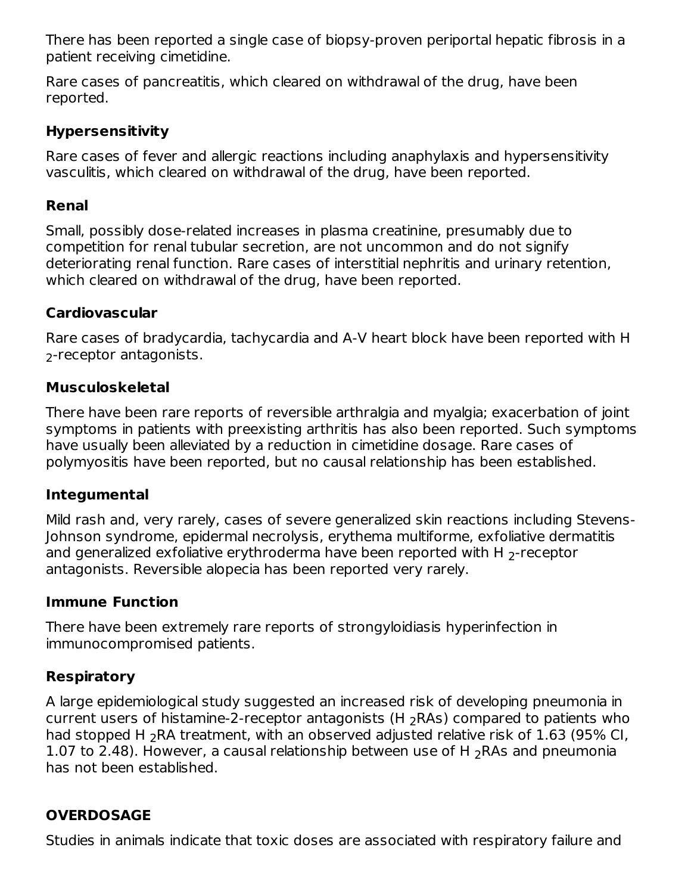There has been reported a single case of biopsy-proven periportal hepatic fibrosis in a patient receiving cimetidine.

Rare cases of pancreatitis, which cleared on withdrawal of the drug, have been reported.

### Hypersensitivity

Rare cases of fever and allergic reactions including anaphylaxis and hypersensitivity vasculitis, which cleared on withdrawal of the drug, have been reported.

### Renal

Small, possibly dose-related increases in plasma creatinine, presumably due to competition for renal tubular secretion, are not uncommon and do not signify deteriorating renal function. Rare cases of interstitial nephritis and urinary retention, which cleared on withdrawal of the drug, have been reported.

### Cardiovascular

Rare cases of bradycardia, tachycardia and A-V heart block have been reported with $H_2$-receptor antagonists.

### Musculoskeletal

There have been rare reports of reversible arthralgia and myalgia; exacerbation of joint symptoms in patients with preexisting arthritis has also been reported. Such symptoms have usually been alleviated by a reduction in cimetidine dosage. Rare cases of polymyositis have been reported, but no causal relationship has been established.

### Integumental

Mild rash and, very rarely, cases of severe generalized skin reactions including Stevens-Johnson syndrome, epidermal necrolysis, erythema multiforme, exfoliative dermatitis and generalized exfoliative erythroderma have been reported with $H_2$-receptor antagonists. Reversible alopecia has been reported very rarely.

### Immune Function

There have been extremely rare reports of strongyloidiasis hyperinfection in immunocompromised patients.

### Respiratory

A large epidemiological study suggested an increased risk of developing pneumonia in current users of histamine-2-receptor antagonists ($H_2$RAs) compared to patients who had stopped $H_2$RA treatment, with an observed adjusted relative risk of 1.63 (95% CI, 1.07 to 2.48). However, a causal relationship between use of $H_2$RAs and pneumonia has not been established.

## OVERDOSAGE

Studies in animals indicate that toxic doses are associated with respiratory failure and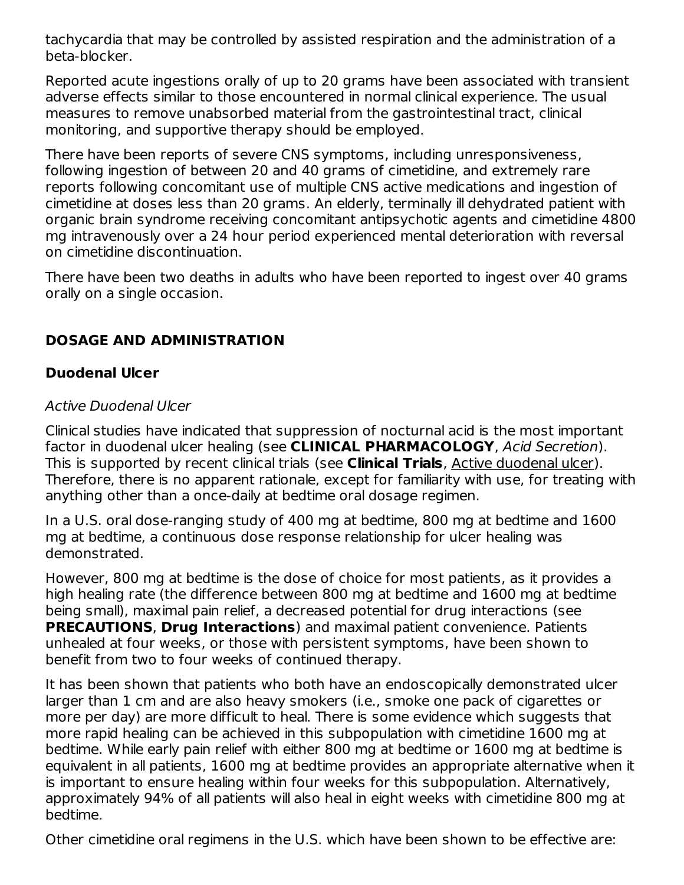tachycardia that may be controlled by assisted respiration and the administration of a beta-blocker.

Reported acute ingestions orally of up to 20 grams have been associated with transient adverse effects similar to those encountered in normal clinical experience. The usual measures to remove unabsorbed material from the gastrointestinal tract, clinical monitoring, and supportive therapy should be employed.

There have been reports of severe CNS symptoms, including unresponsiveness, following ingestion of between 20 and 40 grams of cimetidine, and extremely rare reports following concomitant use of multiple CNS active medications and ingestion of cimetidine at doses less than 20 grams. An elderly, terminally ill dehydrated patient with organic brain syndrome receiving concomitant antipsychotic agents and cimetidine 4800 mg intravenously over a 24 hour period experienced mental deterioration with reversal on cimetidine discontinuation.

There have been two deaths in adults who have been reported to ingest over 40 grams orally on a single occasion.

## DOSAGE AND ADMINISTRATION

### Duodenal Ulcer

*Active Duodenal Ulcer*

Clinical studies have indicated that suppression of nocturnal acid is the most important factor in duodenal ulcer healing (see **CLINICAL PHARMACOLOGY**, *Acid Secretion*). This is supported by recent clinical trials (see **Clinical Trials**, Active duodenal ulcer). Therefore, there is no apparent rationale, except for familiarity with use, for treating with anything other than a once-daily at bedtime oral dosage regimen.

In a U.S. oral dose-ranging study of 400 mg at bedtime, 800 mg at bedtime and 1600 mg at bedtime, a continuous dose response relationship for ulcer healing was demonstrated.

However, 800 mg at bedtime is the dose of choice for most patients, as it provides a high healing rate (the difference between 800 mg at bedtime and 1600 mg at bedtime being small), maximal pain relief, a decreased potential for drug interactions (see **PRECAUTIONS**, **Drug Interactions**) and maximal patient convenience. Patients unhealed at four weeks, or those with persistent symptoms, have been shown to benefit from two to four weeks of continued therapy.

It has been shown that patients who both have an endoscopically demonstrated ulcer larger than 1 cm and are also heavy smokers (i.e., smoke one pack of cigarettes or more per day) are more difficult to heal. There is some evidence which suggests that more rapid healing can be achieved in this subpopulation with cimetidine 1600 mg at bedtime. While early pain relief with either 800 mg at bedtime or 1600 mg at bedtime is equivalent in all patients, 1600 mg at bedtime provides an appropriate alternative when it is important to ensure healing within four weeks for this subpopulation. Alternatively, approximately 94% of all patients will also heal in eight weeks with cimetidine 800 mg at bedtime.

Other cimetidine oral regimens in the U.S. which have been shown to be effective are: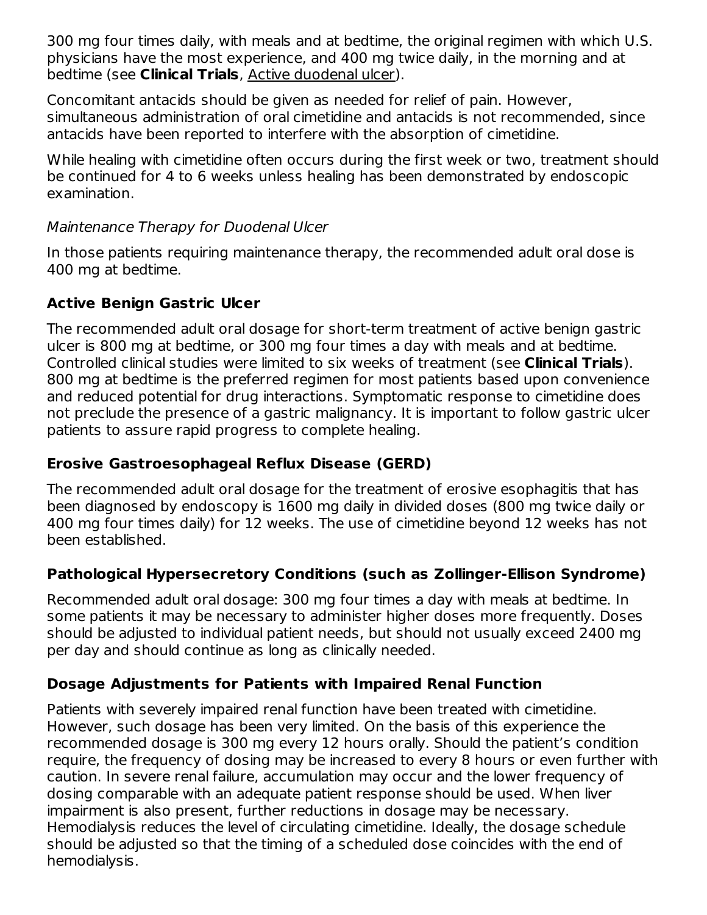300 mg four times daily, with meals and at bedtime, the original regimen with which U.S. physicians have the most experience, and 400 mg twice daily, in the morning and at bedtime (see **Clinical Trials**, Active duodenal ulcer).

Concomitant antacids should be given as needed for relief of pain. However, simultaneous administration of oral cimetidine and antacids is not recommended, since antacids have been reported to interfere with the absorption of cimetidine.

While healing with cimetidine often occurs during the first week or two, treatment should be continued for 4 to 6 weeks unless healing has been demonstrated by endoscopic examination.

*Maintenance Therapy for Duodenal Ulcer*

In those patients requiring maintenance therapy, the recommended adult oral dose is 400 mg at bedtime.

## Active Benign Gastric Ulcer

The recommended adult oral dosage for short-term treatment of active benign gastric ulcer is 800 mg at bedtime, or 300 mg four times a day with meals and at bedtime. Controlled clinical studies were limited to six weeks of treatment (see **Clinical Trials**). 800 mg at bedtime is the preferred regimen for most patients based upon convenience and reduced potential for drug interactions. Symptomatic response to cimetidine does not preclude the presence of a gastric malignancy. It is important to follow gastric ulcer patients to assure rapid progress to complete healing.

## Erosive Gastroesophageal Reflux Disease (GERD)

The recommended adult oral dosage for the treatment of erosive esophagitis that has been diagnosed by endoscopy is 1600 mg daily in divided doses (800 mg twice daily or 400 mg four times daily) for 12 weeks. The use of cimetidine beyond 12 weeks has not been established.

## Pathological Hypersecretory Conditions (such as Zollinger-Ellison Syndrome)

Recommended adult oral dosage: 300 mg four times a day with meals at bedtime. In some patients it may be necessary to administer higher doses more frequently. Doses should be adjusted to individual patient needs, but should not usually exceed 2400 mg per day and should continue as long as clinically needed.

## Dosage Adjustments for Patients with Impaired Renal Function

Patients with severely impaired renal function have been treated with cimetidine. However, such dosage has been very limited. On the basis of this experience the recommended dosage is 300 mg every 12 hours orally. Should the patient's condition require, the frequency of dosing may be increased to every 8 hours or even further with caution. In severe renal failure, accumulation may occur and the lower frequency of dosing comparable with an adequate patient response should be used. When liver impairment is also present, further reductions in dosage may be necessary. Hemodialysis reduces the level of circulating cimetidine. Ideally, the dosage schedule should be adjusted so that the timing of a scheduled dose coincides with the end of hemodialysis.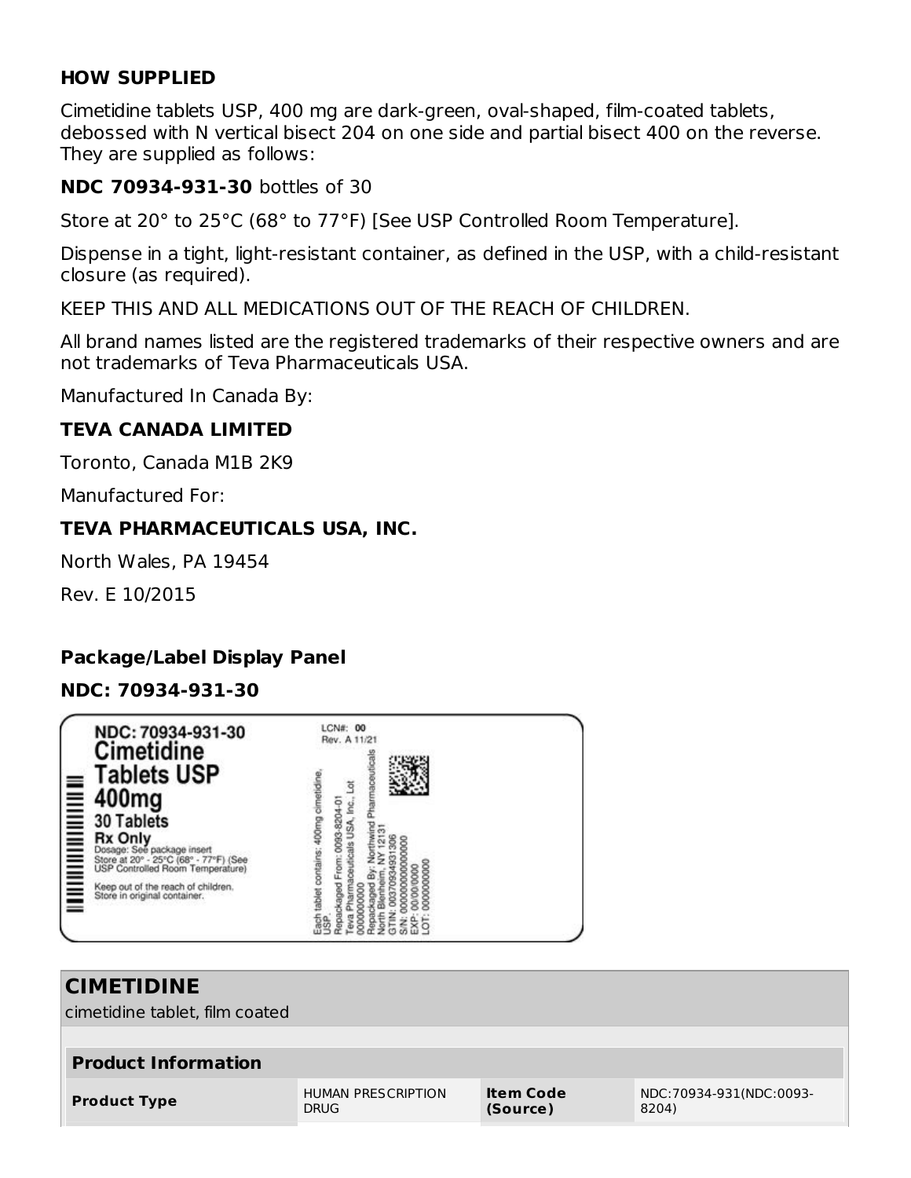### HOW SUPPLIED

Cimetidine tablets USP, 400 mg are dark-green, oval-shaped, film-coated tablets, debossed with N vertical bisect 204 on one side and partial bisect 400 on the reverse. They are supplied as follows:

**NDC 70934-931-30** bottles of 30

Store at 20° to 25°C (68° to 77°F) [See USP Controlled Room Temperature].

Dispense in a tight, light-resistant container, as defined in the USP, with a child-resistant closure (as required).

KEEP THIS AND ALL MEDICATIONS OUT OF THE REACH OF CHILDREN.

All brand names listed are the registered trademarks of their respective owners and are not trademarks of Teva Pharmaceuticals USA.

Manufactured In Canada By:

**TEVA CANADA LIMITED**

Toronto, Canada M1B 2K9

Manufactured For:

**TEVA PHARMACEUTICALS USA, INC.**

North Wales, PA 19454

Rev. E 10/2015

### Package/Label Display Panel

**NDC: 70934-931-30**

NDC: 70934-931-30
Cimetidine
Tablets USP
400mg
30 Tablets
Rx Only
Dosage: See package insert
Store at 20° - 25°C (68° - 77°F) (See USP Controlled Room Temperature)

Keep out of the reach of children.
Store in original container.

LCN#: 00
Rev. A 11/21

Each tablet contains: 400mg cimetidine, USP.
Repackaged From: 0093-8204-01
Teva Pharmaceuticals USA, Inc., Lot 0000000000
Repackaged By: Northwind Pharmaceuticals North Blenheim, NY 12131
GTIN: 00370934931306
S/N: 000000000000000
EXP: 00/00/0000
LOT: 0000000000

| **CIMETIDINE** | | | |
|---|---|---|---|
| cimetidine tablet, film coated | | | |
| **Product Information** | | | |
| **Product Type** | HUMAN PRESCRIPTION DRUG | **Item Code (Source)** | NDC:70934-931(NDC:0093-8204) |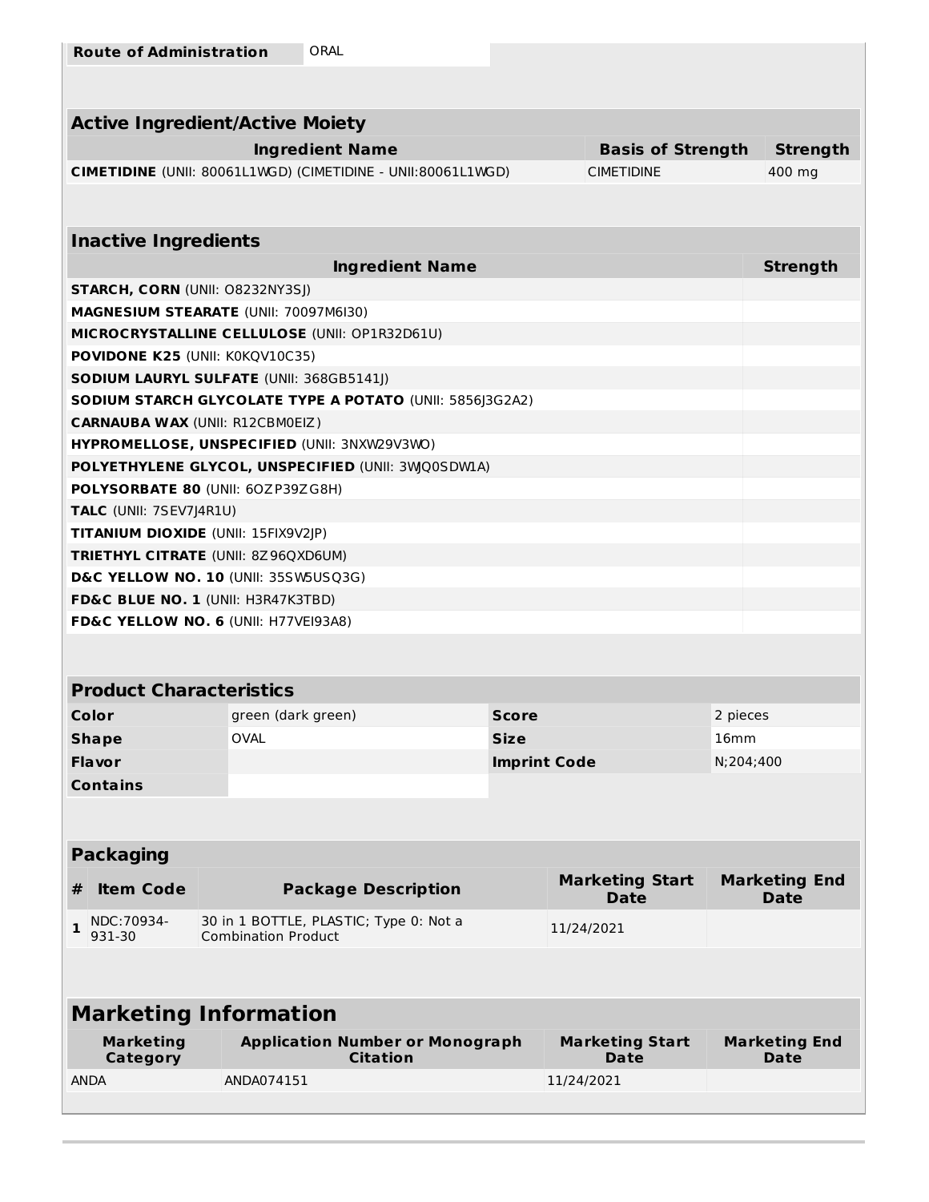| Route of Administration | ORAL |
|---|---|

| Active Ingredient/Active Moiety | | |
|---|---|---|
| **Ingredient Name** | **Basis of Strength** | **Strength** |
| **CIMETIDINE** (UNII: 80061L1WGD) (CIMETIDINE - UNII:80061L1WGD) | CIMETIDINE | 400 mg |

| Inactive Ingredients | |
|---|---|
| **Ingredient Name** | **Strength** |
| **STARCH, CORN** (UNII: O8232NY3SJ) | |
| **MAGNESIUM STEARATE** (UNII: 70097M6I30) | |
| **MICROCRYSTALLINE CELLULOSE** (UNII: OP1R32D61U) | |
| **POVIDONE K25** (UNII: K0KQV10C35) | |
| **SODIUM LAURYL SULFATE** (UNII: 368GB5141J) | |
| **SODIUM STARCH GLYCOLATE TYPE A POTATO** (UNII: 5856J3G2A2) | |
| **CARNAUBA WAX** (UNII: R12CBM0EIZ) | |
| **HYPROMELLOSE, UNSPECIFIED** (UNII: 3NXW29V3WO) | |
| **POLYETHYLENE GLYCOL, UNSPECIFIED** (UNII: 3WJQ0SDW1A) | |
| **POLYSORBATE 80** (UNII: 6OZP39ZG8H) | |
| **TALC** (UNII: 7SEV7J4R1U) | |
| **TITANIUM DIOXIDE** (UNII: 15FIX9V2JP) | |
| **TRIETHYL CITRATE** (UNII: 8Z96QXD6UM) | |
| **D&C YELLOW NO. 10** (UNII: 35SW5USQ3G) | |
| **FD&C BLUE NO. 1** (UNII: H3R47K3TBD) | |
| **FD&C YELLOW NO. 6** (UNII: H77VEI93A8) | |

| Product Characteristics | | | |
|---|---|---|---|
| **Color** | green (dark green) | **Score** | 2 pieces |
| **Shape** | OVAL | **Size** | 16mm |
| **Flavor** | | **Imprint Code** | N;204;400 |
| **Contains** | | | |

| Packaging | | | | |
|---|---|---|---|---|
| **#** | **Item Code** | **Package Description** | **Marketing Start Date** | **Marketing End Date** |
| 1 | NDC:70934-931-30 | 30 in 1 BOTTLE, PLASTIC; Type 0: Not a Combination Product | 11/24/2021 | |

| Marketing Information | | | |
|---|---|---|---|
| **Marketing Category** | **Application Number or Monograph Citation** | **Marketing Start Date** | **Marketing End Date** |
| ANDA | ANDA074151 | 11/24/2021 | |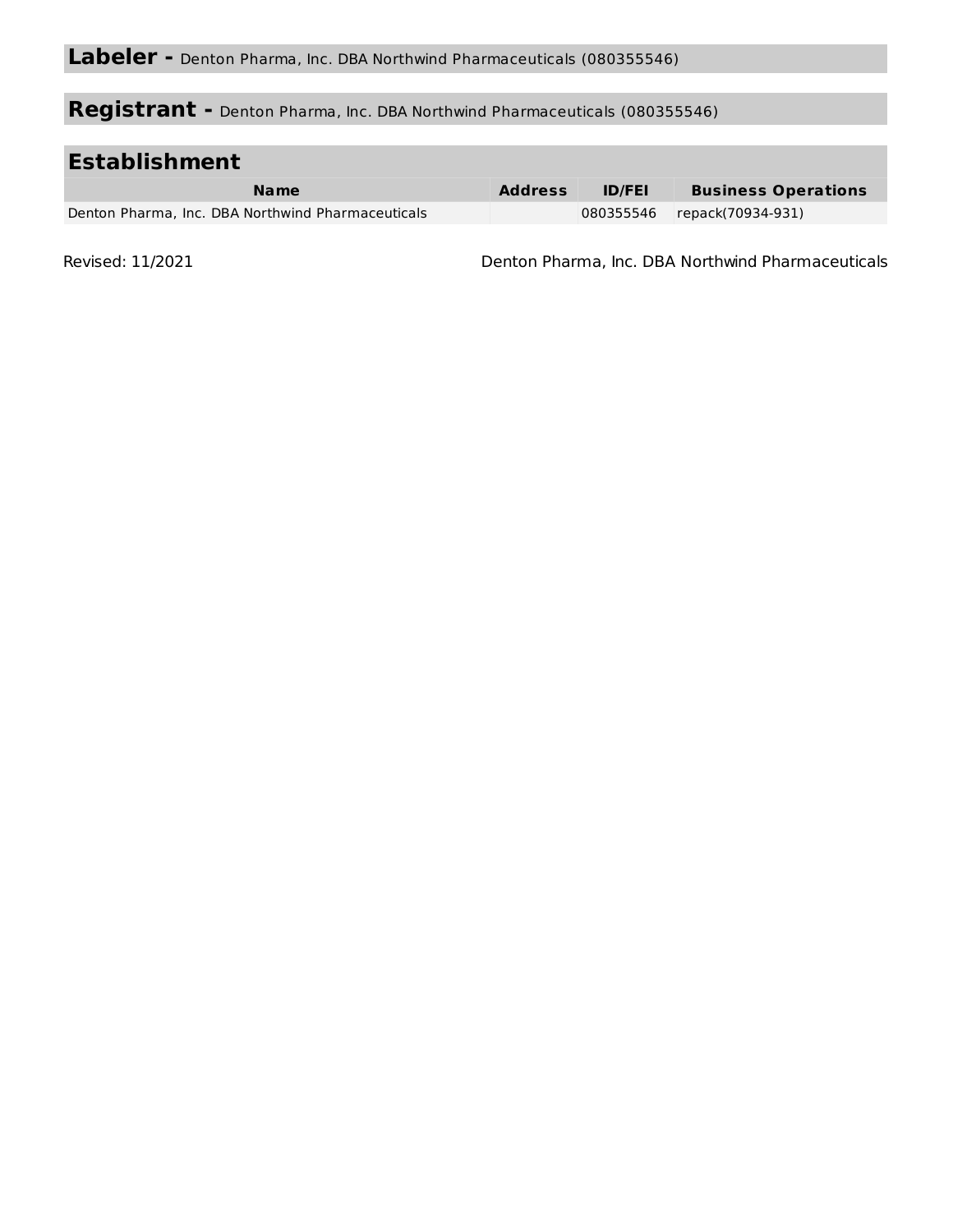**Labeler -** Denton Pharma, Inc. DBA Northwind Pharmaceuticals (080355546)

**Registrant -** Denton Pharma, Inc. DBA Northwind Pharmaceuticals (080355546)

**Establishment**

| Name | Address | ID/FEI | Business Operations |
| --- | --- | --- | --- |
| Denton Pharma, Inc. DBA Northwind Pharmaceuticals | | 080355546 | repack(70934-931) |

Revised: 11/2021

Denton Pharma, Inc. DBA Northwind Pharmaceuticals